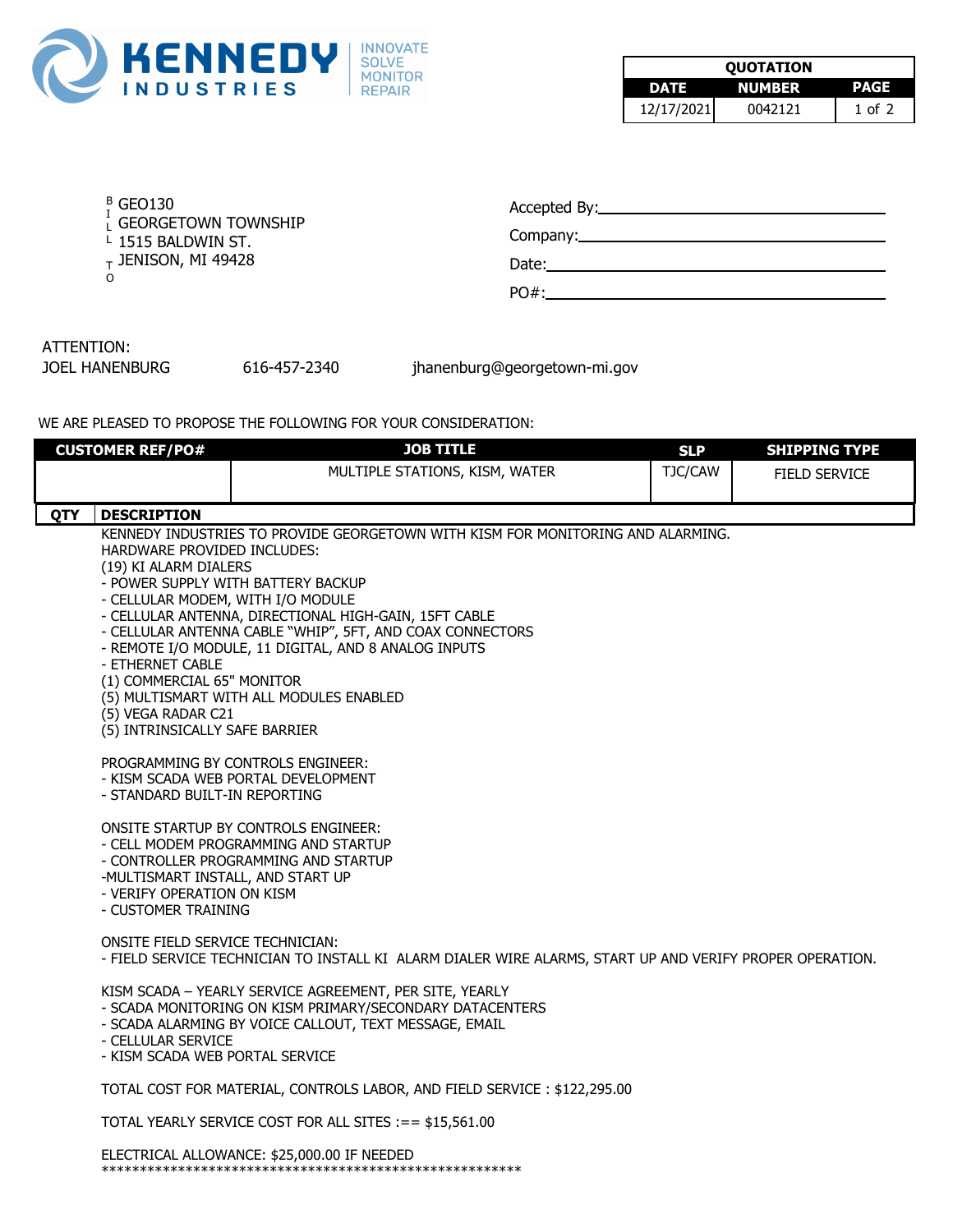**KENNEDY INDUSTRIES** — INNOVATE SOLVE MONITOR REPAIR

| QUOTATION | | |
|---|---|---|
| DATE | NUMBER | PAGE |
| 12/17/2021 | 0042121 | 1 of 2 |

BILL TO
GEO130
GEORGETOWN TOWNSHIP
1515 BALDWIN ST.
JENISON, MI 49428

Accepted By: ______________________

Company: ______________________

Date: ______________________

PO#: ______________________

ATTENTION:
JOEL HANENBURG    616-457-2340    jhanenburg@georgetown-mi.gov

WE ARE PLEASED TO PROPOSE THE FOLLOWING FOR YOUR CONSIDERATION:

| CUSTOMER REF/PO# | JOB TITLE | SLP | SHIPPING TYPE |
|---|---|---|---|
| | MULTIPLE STATIONS, KISM, WATER | TJC/CAW | FIELD SERVICE |

| QTY | DESCRIPTION |
|---|---|

KENNEDY INDUSTRIES TO PROVIDE GEORGETOWN WITH KISM FOR MONITORING AND ALARMING.
HARDWARE PROVIDED INCLUDES:
(19) KI ALARM DIALERS
- POWER SUPPLY WITH BATTERY BACKUP
- CELLULAR MODEM, WITH I/O MODULE
- CELLULAR ANTENNA, DIRECTIONAL HIGH-GAIN, 15FT CABLE
- CELLULAR ANTENNA CABLE "WHIP", 5FT, AND COAX CONNECTORS
- REMOTE I/O MODULE, 11 DIGITAL, AND 8 ANALOG INPUTS
- ETHERNET CABLE
(1) COMMERCIAL 65" MONITOR
(5) MULTISMART WITH ALL MODULES ENABLED
(5) VEGA RADAR C21
(5) INTRINSICALLY SAFE BARRIER

PROGRAMMING BY CONTROLS ENGINEER:
- KISM SCADA WEB PORTAL DEVELOPMENT
- STANDARD BUILT-IN REPORTING

ONSITE STARTUP BY CONTROLS ENGINEER:
- CELL MODEM PROGRAMMING AND STARTUP
- CONTROLLER PROGRAMMING AND STARTUP
-MULTISMART INSTALL, AND START UP
- VERIFY OPERATION ON KISM
- CUSTOMER TRAINING

ONSITE FIELD SERVICE TECHNICIAN:
- FIELD SERVICE TECHNICIAN TO INSTALL KI ALARM DIALER WIRE ALARMS, START UP AND VERIFY PROPER OPERATION.

KISM SCADA – YEARLY SERVICE AGREEMENT, PER SITE, YEARLY
- SCADA MONITORING ON KISM PRIMARY/SECONDARY DATACENTERS
- SCADA ALARMING BY VOICE CALLOUT, TEXT MESSAGE, EMAIL
- CELLULAR SERVICE
- KISM SCADA WEB PORTAL SERVICE

TOTAL COST FOR MATERIAL, CONTROLS LABOR, AND FIELD SERVICE : $122,295.00

TOTAL YEARLY SERVICE COST FOR ALL SITES :== $15,561.00

ELECTRICAL ALLOWANCE: $25,000.00 IF NEEDED
**********************************************************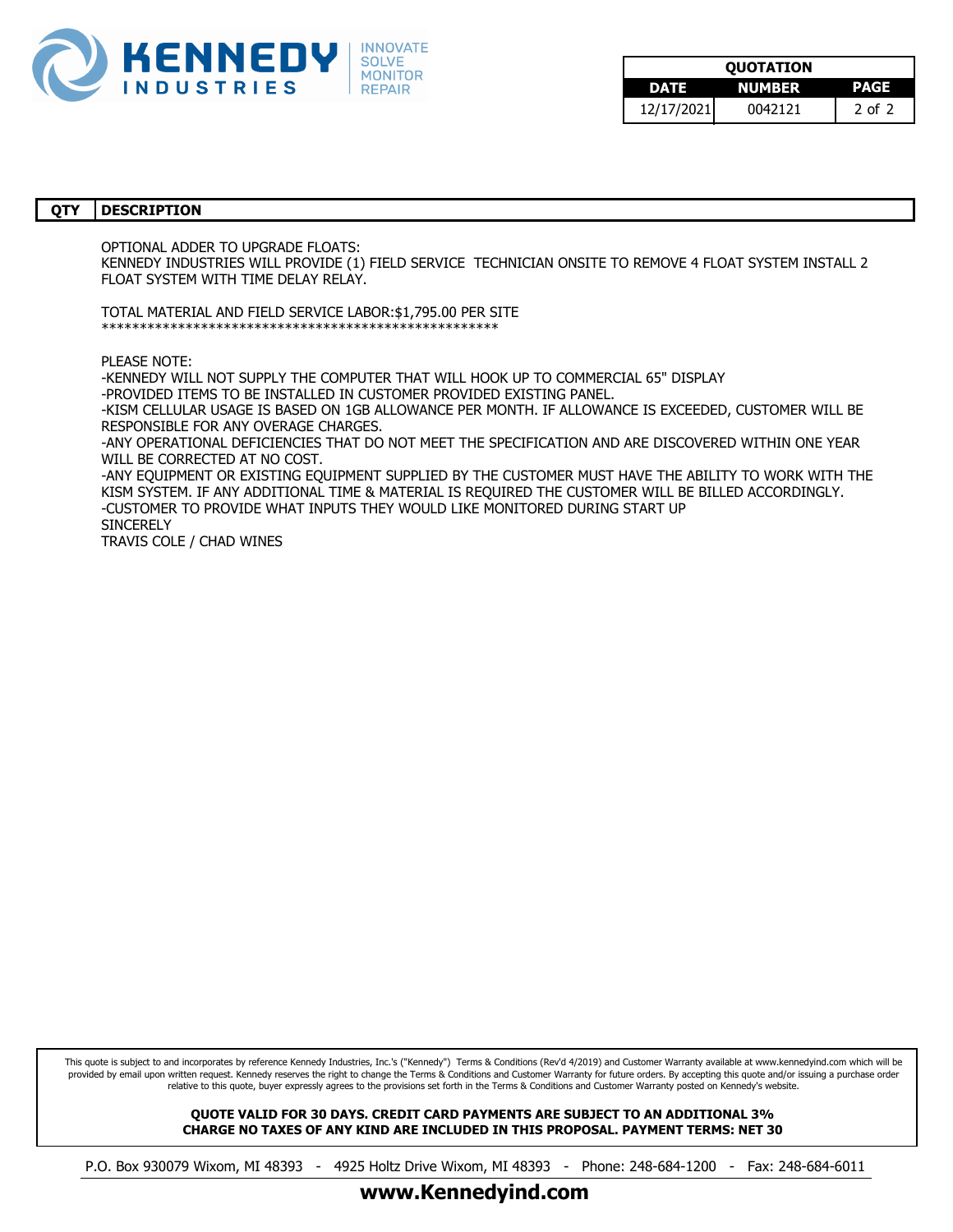| QUOTATION | | |
| --- | --- | --- |
| DATE | NUMBER | PAGE |
| 12/17/2021 | 0042121 | 2 of 2 |

| QTY | DESCRIPTION |
| --- | --- |

OPTIONAL ADDER TO UPGRADE FLOATS:
KENNEDY INDUSTRIES WILL PROVIDE (1) FIELD SERVICE TECHNICIAN ONSITE TO REMOVE 4 FLOAT SYSTEM INSTALL 2 FLOAT SYSTEM WITH TIME DELAY RELAY.

TOTAL MATERIAL AND FIELD SERVICE LABOR:$1,795.00 PER SITE
****************************************************

PLEASE NOTE:
-KENNEDY WILL NOT SUPPLY THE COMPUTER THAT WILL HOOK UP TO COMMERCIAL 65" DISPLAY
-PROVIDED ITEMS TO BE INSTALLED IN CUSTOMER PROVIDED EXISTING PANEL.
-KISM CELLULAR USAGE IS BASED ON 1GB ALLOWANCE PER MONTH. IF ALLOWANCE IS EXCEEDED, CUSTOMER WILL BE RESPONSIBLE FOR ANY OVERAGE CHARGES.
-ANY OPERATIONAL DEFICIENCIES THAT DO NOT MEET THE SPECIFICATION AND ARE DISCOVERED WITHIN ONE YEAR WILL BE CORRECTED AT NO COST.
-ANY EQUIPMENT OR EXISTING EQUIPMENT SUPPLIED BY THE CUSTOMER MUST HAVE THE ABILITY TO WORK WITH THE KISM SYSTEM. IF ANY ADDITIONAL TIME & MATERIAL IS REQUIRED THE CUSTOMER WILL BE BILLED ACCORDINGLY.
-CUSTOMER TO PROVIDE WHAT INPUTS THEY WOULD LIKE MONITORED DURING START UP
SINCERELY
TRAVIS COLE / CHAD WINES

This quote is subject to and incorporates by reference Kennedy Industries, Inc.'s ("Kennedy") Terms & Conditions (Rev'd 4/2019) and Customer Warranty available at www.kennedyind.com which will be provided by email upon written request. Kennedy reserves the right to change the Terms & Conditions and Customer Warranty for future orders. By accepting this quote and/or issuing a purchase order relative to this quote, buyer expressly agrees to the provisions set forth in the Terms & Conditions and Customer Warranty posted on Kennedy's website.

**QUOTE VALID FOR 30 DAYS. CREDIT CARD PAYMENTS ARE SUBJECT TO AN ADDITIONAL 3% CHARGE NO TAXES OF ANY KIND ARE INCLUDED IN THIS PROPOSAL. PAYMENT TERMS: NET 30**

P.O. Box 930079 Wixom, MI 48393 - 4925 Holtz Drive Wixom, MI 48393 - Phone: 248-684-1200 - Fax: 248-684-6011

**www.Kennedyind.com**